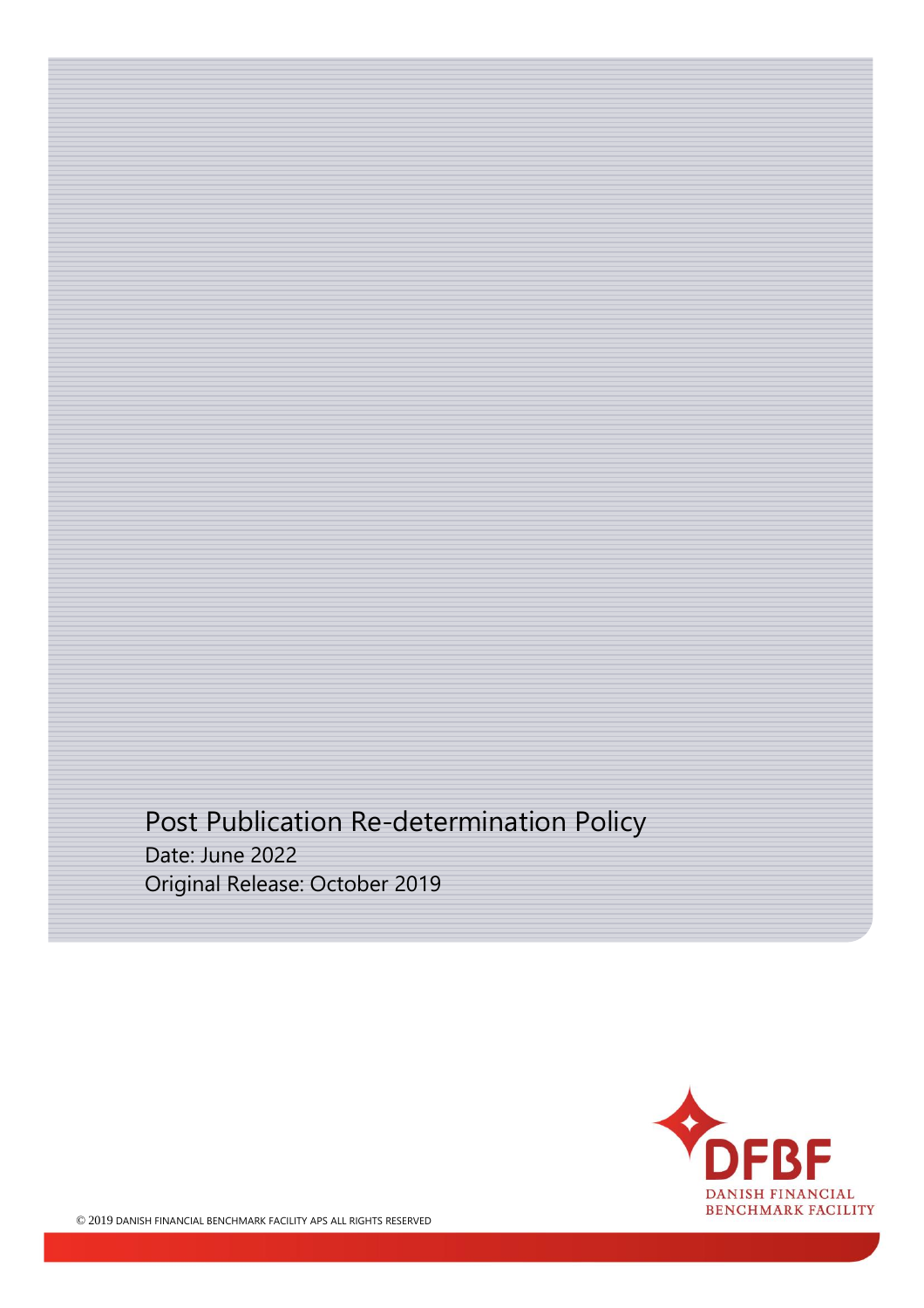# Post Publication Re-determination Policy

Date: June 2022

Original Release: October 2019

DFBF

DANISH FINANCIAL BENCHMARK FACILITY

© 2019 DANISH FINANCIAL BENCHMARK FACILITY APS ALL RIGHTS RESERVED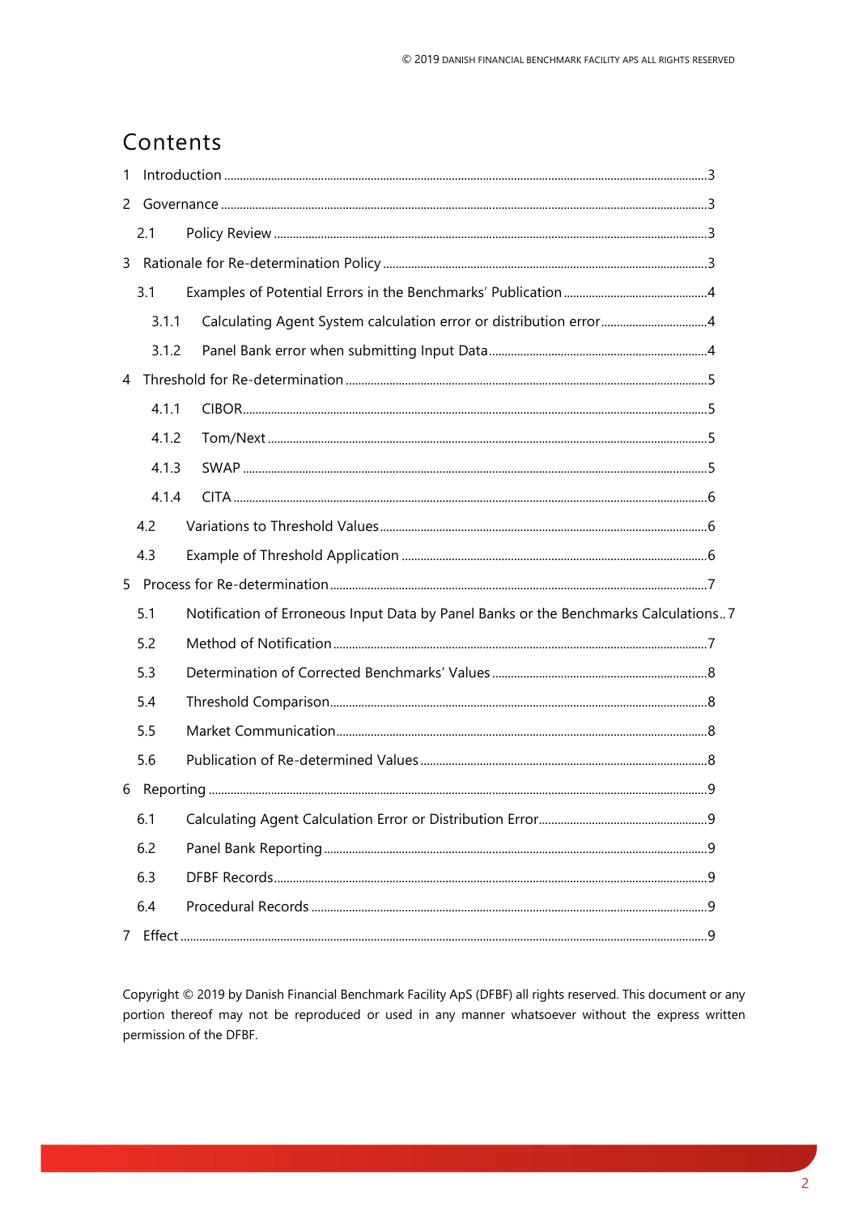# Contents

1 Introduction ........................................................................................................3

2 Governance ..........................................................................................................3

2.1 Policy Review .....................................................................................................3

3 Rationale for Re-determination Policy .................................................................3

3.1 Examples of Potential Errors in the Benchmarks' Publication ...........................4

3.1.1 Calculating Agent System calculation error or distribution error ...................4

3.1.2 Panel Bank error when submitting Input Data ................................................4

4 Threshold for Re-determination ............................................................................5

4.1.1 CIBOR...............................................................................................................5

4.1.2 Tom/Next ..........................................................................................................5

4.1.3 SWAP ...............................................................................................................5

4.1.4 CITA .................................................................................................................6

4.2 Variations to Threshold Values............................................................................6

4.3 Example of Threshold Application .....................................................................6

5 Process for Re-determination.................................................................................7

5.1 Notification of Erroneous Input Data by Panel Banks or the Benchmarks Calculations..7

5.2 Method of Notification ........................................................................................7

5.3 Determination of Corrected Benchmarks' Values ..............................................8

5.4 Threshold Comparison.........................................................................................8

5.5 Market Communication........................................................................................8

5.6 Publication of Re-determined Values ..................................................................8

6 Reporting ...............................................................................................................9

6.1 Calculating Agent Calculation Error or Distribution Error.....................................9

6.2 Panel Bank Reporting ..........................................................................................9

6.3 DFBF Records.......................................................................................................9

6.4 Procedural Records ..............................................................................................9

7 Effect .......................................................................................................................9

Copyright © 2019 by Danish Financial Benchmark Facility ApS (DFBF) all rights reserved. This document or any portion thereof may not be reproduced or used in any manner whatsoever without the express written permission of the DFBF.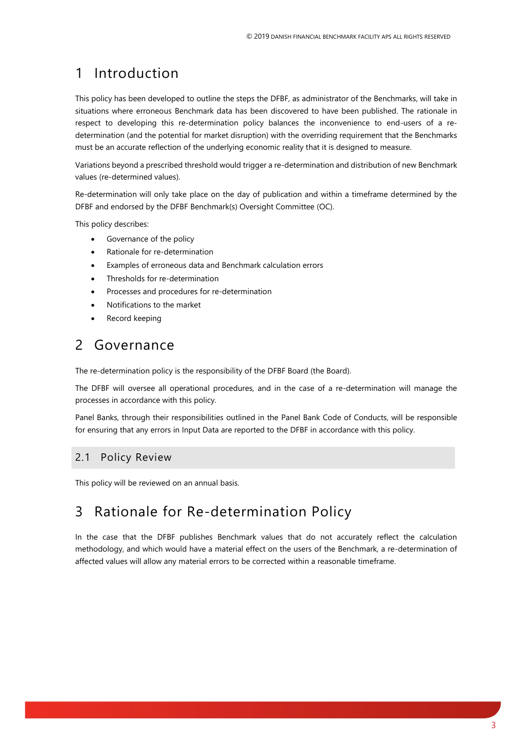# 1 Introduction

This policy has been developed to outline the steps the DFBF, as administrator of the Benchmarks, will take in situations where erroneous Benchmark data has been discovered to have been published. The rationale in respect to developing this re-determination policy balances the inconvenience to end-users of a re-determination (and the potential for market disruption) with the overriding requirement that the Benchmarks must be an accurate reflection of the underlying economic reality that it is designed to measure.

Variations beyond a prescribed threshold would trigger a re-determination and distribution of new Benchmark values (re-determined values).

Re-determination will only take place on the day of publication and within a timeframe determined by the DFBF and endorsed by the DFBF Benchmark(s) Oversight Committee (OC).

This policy describes:

- Governance of the policy
- Rationale for re-determination
- Examples of erroneous data and Benchmark calculation errors
- Thresholds for re-determination
- Processes and procedures for re-determination
- Notifications to the market
- Record keeping

# 2 Governance

The re-determination policy is the responsibility of the DFBF Board (the Board).

The DFBF will oversee all operational procedures, and in the case of a re-determination will manage the processes in accordance with this policy.

Panel Banks, through their responsibilities outlined in the Panel Bank Code of Conducts, will be responsible for ensuring that any errors in Input Data are reported to the DFBF in accordance with this policy.

## 2.1 Policy Review

This policy will be reviewed on an annual basis.

# 3 Rationale for Re-determination Policy

In the case that the DFBF publishes Benchmark values that do not accurately reflect the calculation methodology, and which would have a material effect on the users of the Benchmark, a re-determination of affected values will allow any material errors to be corrected within a reasonable timeframe.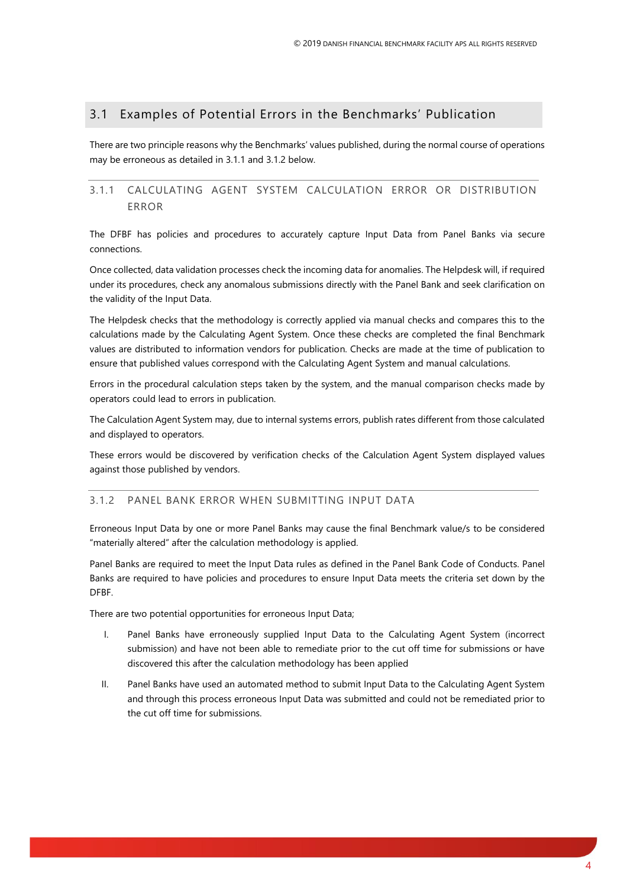## 3.1 Examples of Potential Errors in the Benchmarks' Publication

There are two principle reasons why the Benchmarks' values published, during the normal course of operations may be erroneous as detailed in 3.1.1 and 3.1.2 below.

### 3.1.1 CALCULATING AGENT SYSTEM CALCULATION ERROR OR DISTRIBUTION ERROR

The DFBF has policies and procedures to accurately capture Input Data from Panel Banks via secure connections.

Once collected, data validation processes check the incoming data for anomalies. The Helpdesk will, if required under its procedures, check any anomalous submissions directly with the Panel Bank and seek clarification on the validity of the Input Data.

The Helpdesk checks that the methodology is correctly applied via manual checks and compares this to the calculations made by the Calculating Agent System. Once these checks are completed the final Benchmark values are distributed to information vendors for publication. Checks are made at the time of publication to ensure that published values correspond with the Calculating Agent System and manual calculations.

Errors in the procedural calculation steps taken by the system, and the manual comparison checks made by operators could lead to errors in publication.

The Calculation Agent System may, due to internal systems errors, publish rates different from those calculated and displayed to operators.

These errors would be discovered by verification checks of the Calculation Agent System displayed values against those published by vendors.

### 3.1.2 PANEL BANK ERROR WHEN SUBMITTING INPUT DATA

Erroneous Input Data by one or more Panel Banks may cause the final Benchmark value/s to be considered "materially altered" after the calculation methodology is applied.

Panel Banks are required to meet the Input Data rules as defined in the Panel Bank Code of Conducts. Panel Banks are required to have policies and procedures to ensure Input Data meets the criteria set down by the DFBF.

There are two potential opportunities for erroneous Input Data;

I. Panel Banks have erroneously supplied Input Data to the Calculating Agent System (incorrect submission) and have not been able to remediate prior to the cut off time for submissions or have discovered this after the calculation methodology has been applied

II. Panel Banks have used an automated method to submit Input Data to the Calculating Agent System and through this process erroneous Input Data was submitted and could not be remediated prior to the cut off time for submissions.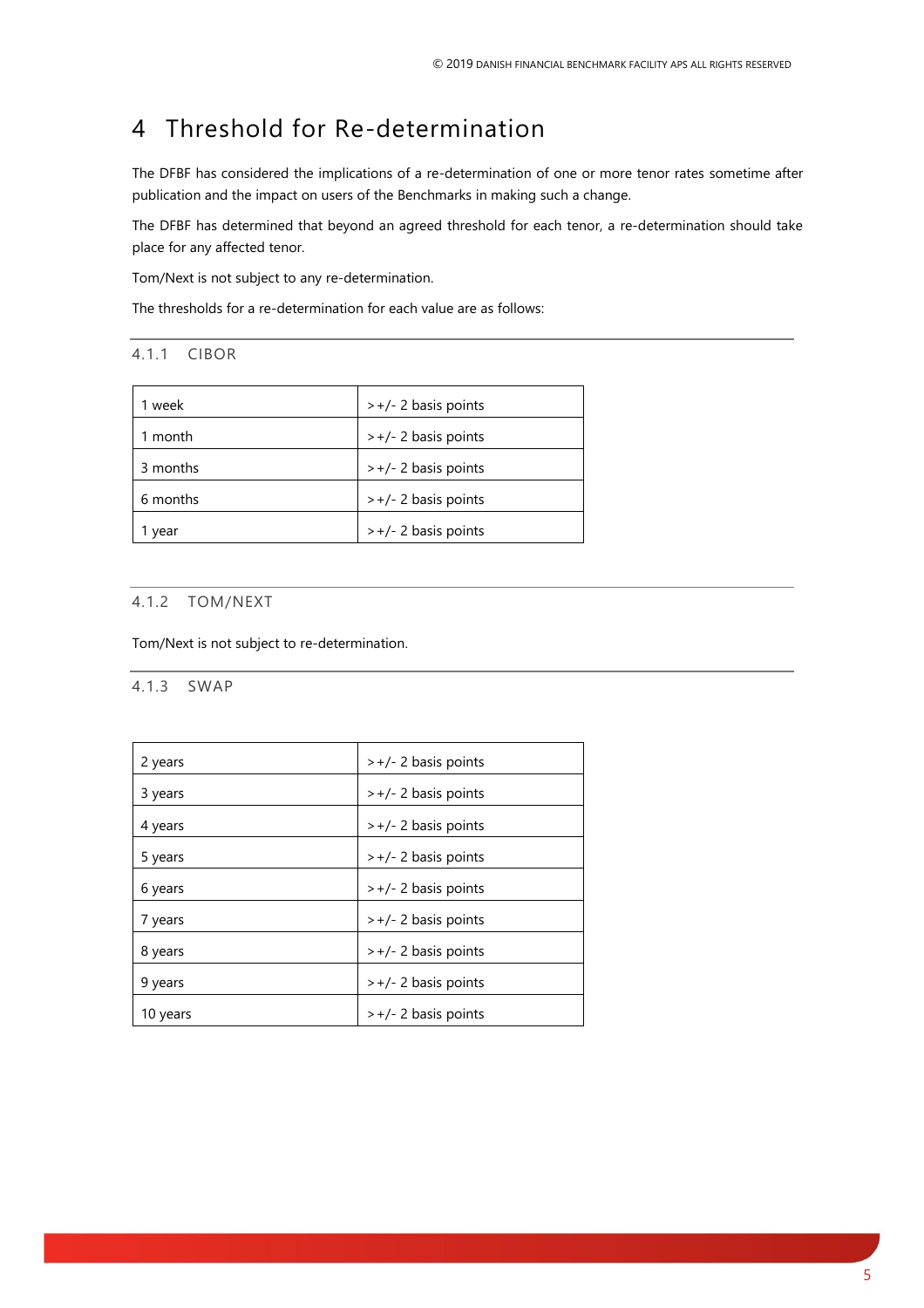# 4 Threshold for Re-determination

The DFBF has considered the implications of a re-determination of one or more tenor rates sometime after publication and the impact on users of the Benchmarks in making such a change.

The DFBF has determined that beyond an agreed threshold for each tenor, a re-determination should take place for any affected tenor.

Tom/Next is not subject to any re-determination.

The thresholds for a re-determination for each value are as follows:

### 4.1.1 CIBOR

| | |
|---|---|
| 1 week | > +/- 2 basis points |
| 1 month | > +/- 2 basis points |
| 3 months | > +/- 2 basis points |
| 6 months | > +/- 2 basis points |
| 1 year | > +/- 2 basis points |

### 4.1.2 TOM/NEXT

Tom/Next is not subject to re-determination.

### 4.1.3 SWAP

| | |
|---|---|
| 2 years | > +/- 2 basis points |
| 3 years | > +/- 2 basis points |
| 4 years | > +/- 2 basis points |
| 5 years | > +/- 2 basis points |
| 6 years | > +/- 2 basis points |
| 7 years | > +/- 2 basis points |
| 8 years | > +/- 2 basis points |
| 9 years | > +/- 2 basis points |
| 10 years | > +/- 2 basis points |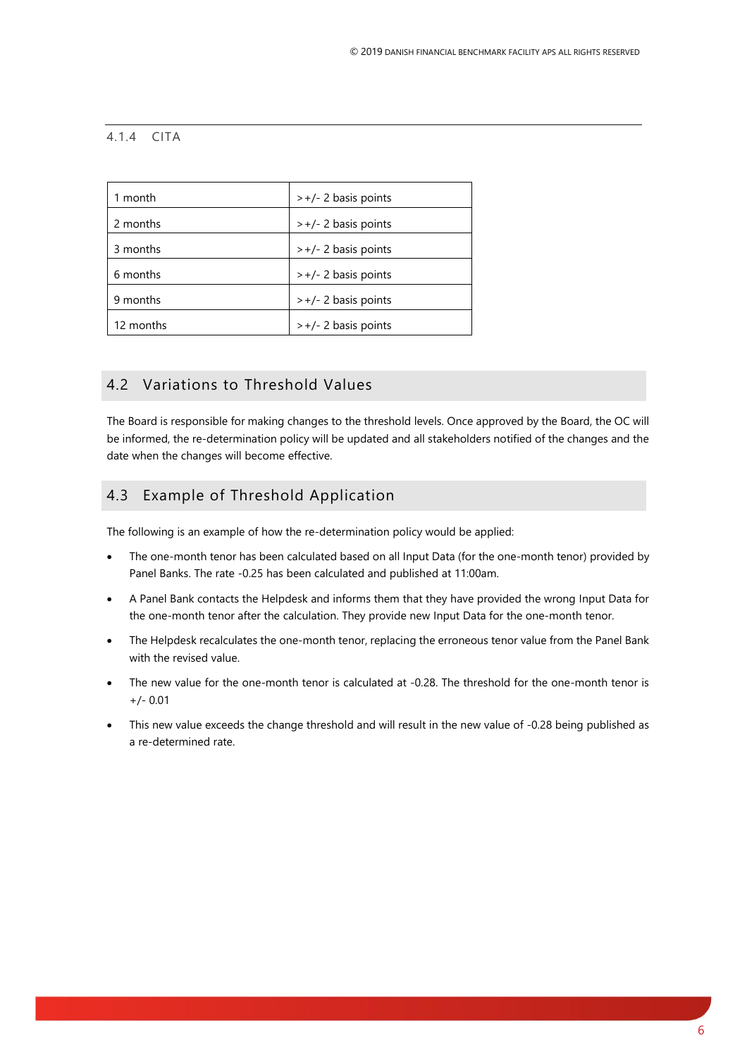#### 4.1.4 CITA

| | |
|---|---|
| 1 month | > +/- 2 basis points |
| 2 months | > +/- 2 basis points |
| 3 months | > +/- 2 basis points |
| 6 months | > +/- 2 basis points |
| 9 months | > +/- 2 basis points |
| 12 months | > +/- 2 basis points |

## 4.2 Variations to Threshold Values

The Board is responsible for making changes to the threshold levels. Once approved by the Board, the OC will be informed, the re-determination policy will be updated and all stakeholders notified of the changes and the date when the changes will become effective.

## 4.3 Example of Threshold Application

The following is an example of how the re-determination policy would be applied:

- The one-month tenor has been calculated based on all Input Data (for the one-month tenor) provided by Panel Banks. The rate -0.25 has been calculated and published at 11:00am.
- A Panel Bank contacts the Helpdesk and informs them that they have provided the wrong Input Data for the one-month tenor after the calculation. They provide new Input Data for the one-month tenor.
- The Helpdesk recalculates the one-month tenor, replacing the erroneous tenor value from the Panel Bank with the revised value.
- The new value for the one-month tenor is calculated at -0.28. The threshold for the one-month tenor is +/- 0.01
- This new value exceeds the change threshold and will result in the new value of -0.28 being published as a re-determined rate.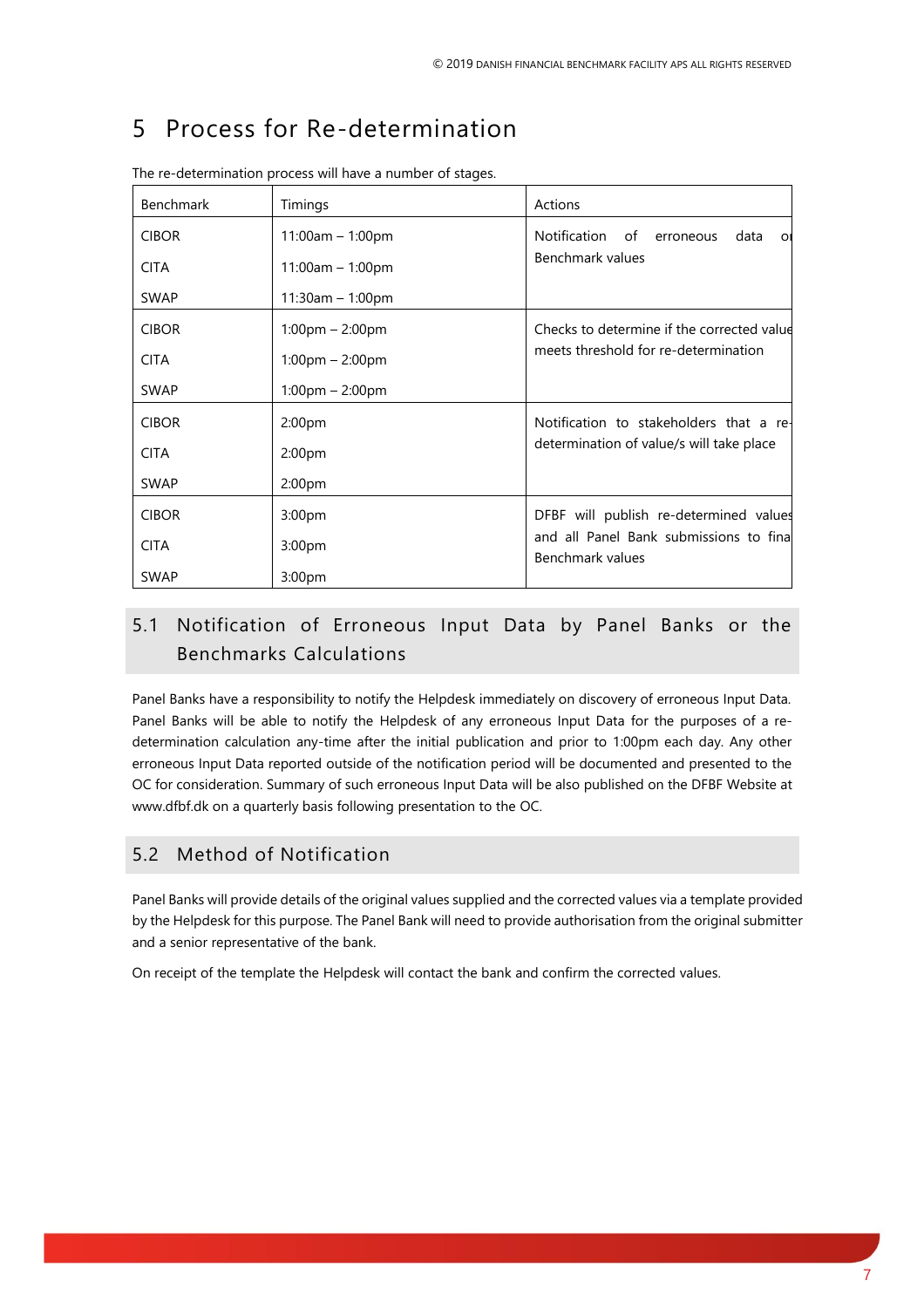# 5 Process for Re-determination

The re-determination process will have a number of stages.

| Benchmark | Timings | Actions |
|---|---|---|
| CIBOR<br>CITA<br>SWAP | 11:00am – 1:00pm<br>11:00am – 1:00pm<br>11:30am – 1:00pm | Notification of erroneous data or Benchmark values |
| CIBOR<br>CITA<br>SWAP | 1:00pm – 2:00pm<br>1:00pm – 2:00pm<br>1:00pm – 2:00pm | Checks to determine if the corrected value meets threshold for re-determination |
| CIBOR<br>CITA<br>SWAP | 2:00pm<br>2:00pm<br>2:00pm | Notification to stakeholders that a re-determination of value/s will take place |
| CIBOR<br>CITA<br>SWAP | 3:00pm<br>3:00pm<br>3:00pm | DFBF will publish re-determined values and all Panel Bank submissions to final Benchmark values |

## 5.1 Notification of Erroneous Input Data by Panel Banks or the Benchmarks Calculations

Panel Banks have a responsibility to notify the Helpdesk immediately on discovery of erroneous Input Data. Panel Banks will be able to notify the Helpdesk of any erroneous Input Data for the purposes of a re-determination calculation any-time after the initial publication and prior to 1:00pm each day. Any other erroneous Input Data reported outside of the notification period will be documented and presented to the OC for consideration. Summary of such erroneous Input Data will be also published on the DFBF Website at www.dfbf.dk on a quarterly basis following presentation to the OC.

## 5.2 Method of Notification

Panel Banks will provide details of the original values supplied and the corrected values via a template provided by the Helpdesk for this purpose. The Panel Bank will need to provide authorisation from the original submitter and a senior representative of the bank.

On receipt of the template the Helpdesk will contact the bank and confirm the corrected values.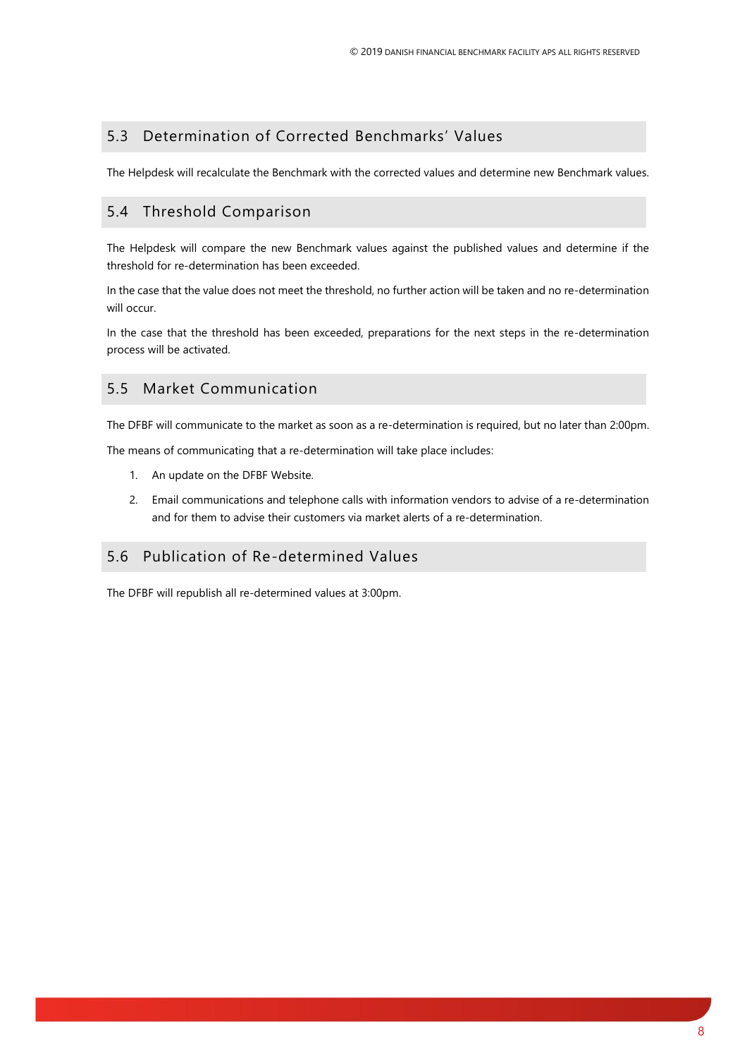## 5.3 Determination of Corrected Benchmarks' Values

The Helpdesk will recalculate the Benchmark with the corrected values and determine new Benchmark values.

## 5.4 Threshold Comparison

The Helpdesk will compare the new Benchmark values against the published values and determine if the threshold for re-determination has been exceeded.

In the case that the value does not meet the threshold, no further action will be taken and no re-determination will occur.

In the case that the threshold has been exceeded, preparations for the next steps in the re-determination process will be activated.

## 5.5 Market Communication

The DFBF will communicate to the market as soon as a re-determination is required, but no later than 2:00pm.

The means of communicating that a re-determination will take place includes:

1. An update on the DFBF Website.
2. Email communications and telephone calls with information vendors to advise of a re-determination and for them to advise their customers via market alerts of a re-determination.

## 5.6 Publication of Re-determined Values

The DFBF will republish all re-determined values at 3:00pm.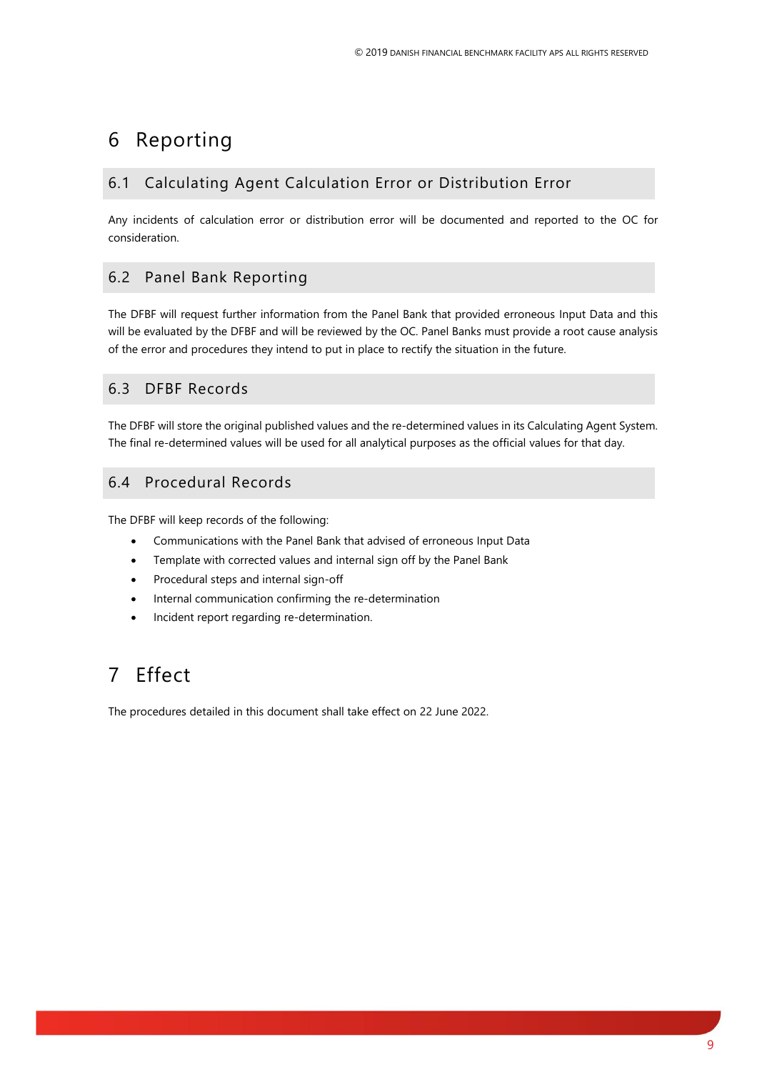# 6 Reporting

## 6.1 Calculating Agent Calculation Error or Distribution Error

Any incidents of calculation error or distribution error will be documented and reported to the OC for consideration.

## 6.2 Panel Bank Reporting

The DFBF will request further information from the Panel Bank that provided erroneous Input Data and this will be evaluated by the DFBF and will be reviewed by the OC. Panel Banks must provide a root cause analysis of the error and procedures they intend to put in place to rectify the situation in the future.

## 6.3 DFBF Records

The DFBF will store the original published values and the re-determined values in its Calculating Agent System. The final re-determined values will be used for all analytical purposes as the official values for that day.

## 6.4 Procedural Records

The DFBF will keep records of the following:

- Communications with the Panel Bank that advised of erroneous Input Data
- Template with corrected values and internal sign off by the Panel Bank
- Procedural steps and internal sign-off
- Internal communication confirming the re-determination
- Incident report regarding re-determination.

# 7 Effect

The procedures detailed in this document shall take effect on 22 June 2022.